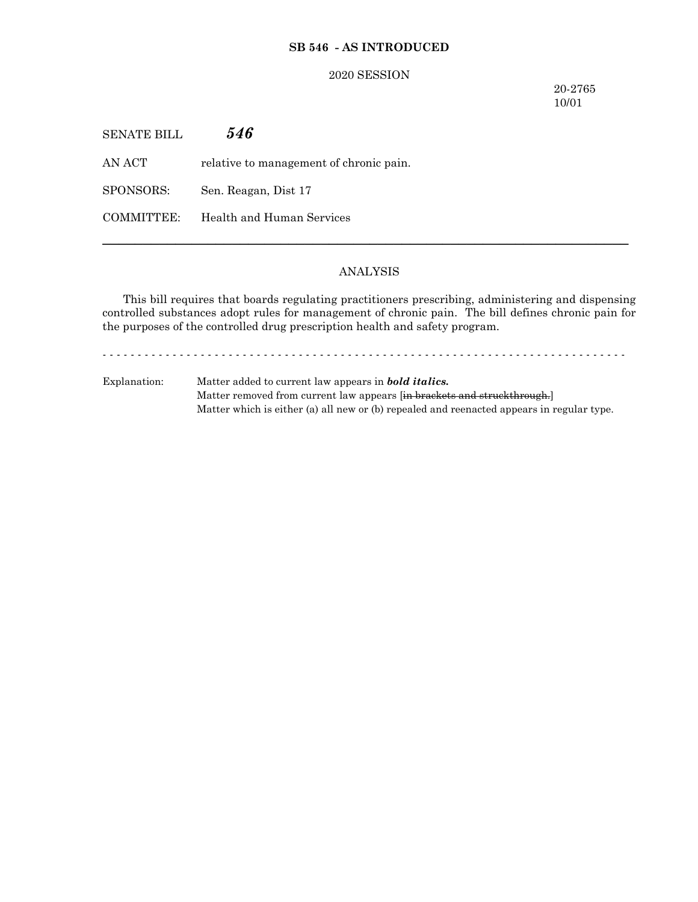**SB 546 - AS INTRODUCED**

2020 SESSION

20-2765
10/01

SENATE BILL ***546***

AN ACT relative to management of chronic pain.

SPONSORS: Sen. Reagan, Dist 17

COMMITTEE: Health and Human Services

---

ANALYSIS

This bill requires that boards regulating practitioners prescribing, administering and dispensing controlled substances adopt rules for management of chronic pain. The bill defines chronic pain for the purposes of the controlled drug prescription health and safety program.

\- - - - - - - - - - - - - - - - - - - - - - - - - - - - - - - - - - - - - - - - - - - - - - - - - - - - - - - - - - - - - - - - - - - - - - - - - - - -

Explanation: Matter added to current law appears in ***bold italics.***
Matter removed from current law appears [~~in brackets and struckthrough.~~]
Matter which is either (a) all new or (b) repealed and reenacted appears in regular type.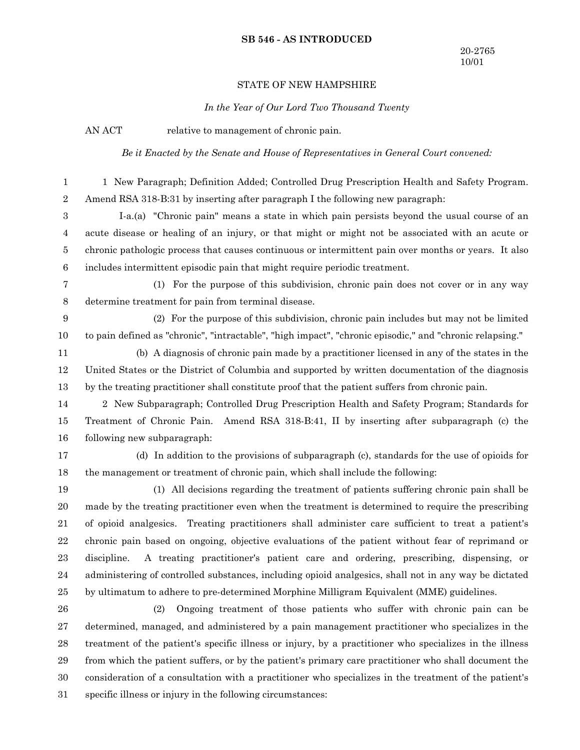**SB 546 - AS INTRODUCED**

20-2765
10/01

STATE OF NEW HAMPSHIRE

*In the Year of Our Lord Two Thousand Twenty*

AN ACT relative to management of chronic pain.

*Be it Enacted by the Senate and House of Representatives in General Court convened:*

1 New Paragraph; Definition Added; Controlled Drug Prescription Health and Safety Program. Amend RSA 318-B:31 by inserting after paragraph I the following new paragraph:

I-a.(a) "Chronic pain" means a state in which pain persists beyond the usual course of an acute disease or healing of an injury, or that might or might not be associated with an acute or chronic pathologic process that causes continuous or intermittent pain over months or years. It also includes intermittent episodic pain that might require periodic treatment.

(1) For the purpose of this subdivision, chronic pain does not cover or in any way determine treatment for pain from terminal disease.

(2) For the purpose of this subdivision, chronic pain includes but may not be limited to pain defined as "chronic", "intractable", "high impact", "chronic episodic," and "chronic relapsing."

(b) A diagnosis of chronic pain made by a practitioner licensed in any of the states in the United States or the District of Columbia and supported by written documentation of the diagnosis by the treating practitioner shall constitute proof that the patient suffers from chronic pain.

2 New Subparagraph; Controlled Drug Prescription Health and Safety Program; Standards for Treatment of Chronic Pain. Amend RSA 318-B:41, II by inserting after subparagraph (c) the following new subparagraph:

(d) In addition to the provisions of subparagraph (c), standards for the use of opioids for the management or treatment of chronic pain, which shall include the following:

(1) All decisions regarding the treatment of patients suffering chronic pain shall be made by the treating practitioner even when the treatment is determined to require the prescribing of opioid analgesics. Treating practitioners shall administer care sufficient to treat a patient's chronic pain based on ongoing, objective evaluations of the patient without fear of reprimand or discipline. A treating practitioner's patient care and ordering, prescribing, dispensing, or administering of controlled substances, including opioid analgesics, shall not in any way be dictated by ultimatum to adhere to pre-determined Morphine Milligram Equivalent (MME) guidelines.

(2) Ongoing treatment of those patients who suffer with chronic pain can be determined, managed, and administered by a pain management practitioner who specializes in the treatment of the patient's specific illness or injury, by a practitioner who specializes in the illness from which the patient suffers, or by the patient's primary care practitioner who shall document the consideration of a consultation with a practitioner who specializes in the treatment of the patient's specific illness or injury in the following circumstances: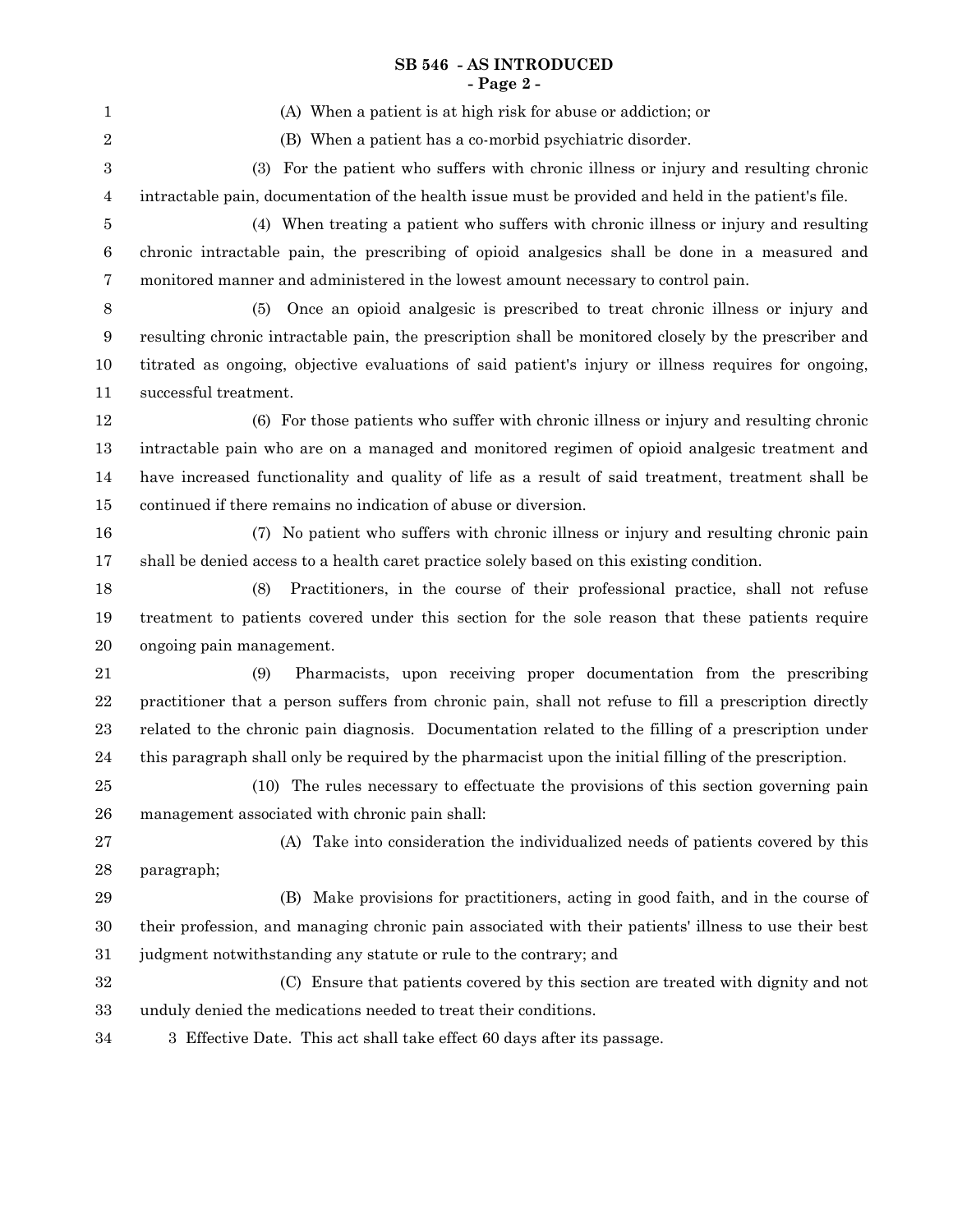(A) When a patient is at high risk for abuse or addiction; or

(B) When a patient has a co-morbid psychiatric disorder.

(3) For the patient who suffers with chronic illness or injury and resulting chronic intractable pain, documentation of the health issue must be provided and held in the patient's file.

(4) When treating a patient who suffers with chronic illness or injury and resulting chronic intractable pain, the prescribing of opioid analgesics shall be done in a measured and monitored manner and administered in the lowest amount necessary to control pain.

(5) Once an opioid analgesic is prescribed to treat chronic illness or injury and resulting chronic intractable pain, the prescription shall be monitored closely by the prescriber and titrated as ongoing, objective evaluations of said patient's injury or illness requires for ongoing, successful treatment.

(6) For those patients who suffer with chronic illness or injury and resulting chronic intractable pain who are on a managed and monitored regimen of opioid analgesic treatment and have increased functionality and quality of life as a result of said treatment, treatment shall be continued if there remains no indication of abuse or diversion.

(7) No patient who suffers with chronic illness or injury and resulting chronic pain shall be denied access to a health caret practice solely based on this existing condition.

(8) Practitioners, in the course of their professional practice, shall not refuse treatment to patients covered under this section for the sole reason that these patients require ongoing pain management.

(9) Pharmacists, upon receiving proper documentation from the prescribing practitioner that a person suffers from chronic pain, shall not refuse to fill a prescription directly related to the chronic pain diagnosis. Documentation related to the filling of a prescription under this paragraph shall only be required by the pharmacist upon the initial filling of the prescription.

(10) The rules necessary to effectuate the provisions of this section governing pain management associated with chronic pain shall:

(A) Take into consideration the individualized needs of patients covered by this paragraph;

(B) Make provisions for practitioners, acting in good faith, and in the course of their profession, and managing chronic pain associated with their patients' illness to use their best judgment notwithstanding any statute or rule to the contrary; and

(C) Ensure that patients covered by this section are treated with dignity and not unduly denied the medications needed to treat their conditions.

3 Effective Date. This act shall take effect 60 days after its passage.